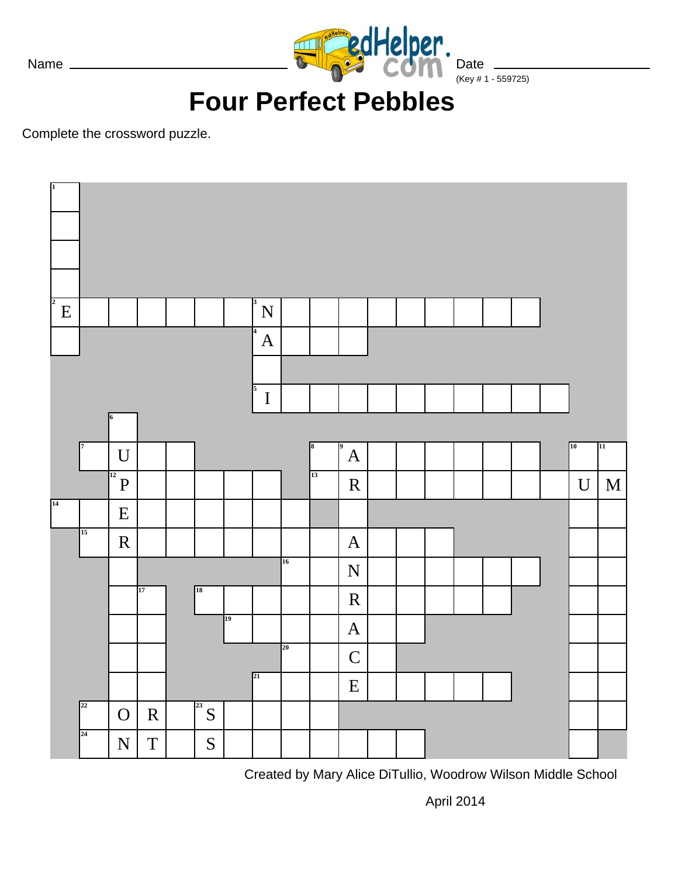Name ______________________________ Date ______________________________

(Key # 1 - 559725)

# Four Perfect Pebbles

Complete the crossword puzzle.

Created by Mary Alice DiTullio, Woodrow Wilson Middle School

April 2014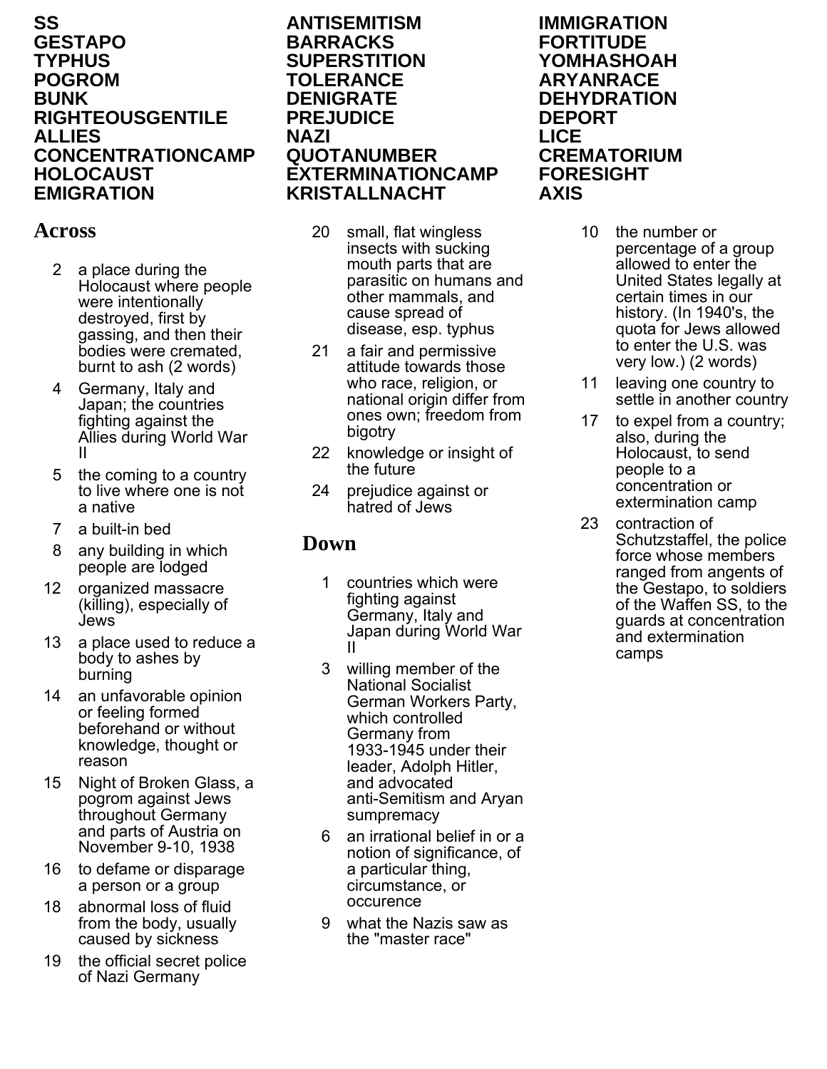SS
GESTAPO
TYPHUS
POGROM
BUNK
RIGHTEOUSGENTILE
ALLIES
CONCENTRATIONCAMP
HOLOCAUST
EMIGRATION

ANTISEMITISM
BARRACKS
SUPERSTITION
TOLERANCE
DENIGRATE
PREJUDICE
NAZI
QUOTANUMBER
EXTERMINATIONCAMP
KRISTALLNACHT

IMMIGRATION
FORTITUDE
YOMHASHOAH
ARYANRACE
DEHYDRATION
DEPORT
LICE
CREMATORIUM
FORESIGHT
AXIS

## Across

2. a place during the Holocaust where people were intentionally destroyed, first by gassing, and then their bodies were cremated, burnt to ash (2 words)
4. Germany, Italy and Japan; the countries fighting against the Allies during World War II
5. the coming to a country to live where one is not a native
7. a built-in bed
8. any building in which people are lodged
12. organized massacre (killing), especially of Jews
13. a place used to reduce a body to ashes by burning
14. an unfavorable opinion or feeling formed beforehand or without knowledge, thought or reason
15. Night of Broken Glass, a pogrom against Jews throughout Germany and parts of Austria on November 9-10, 1938
16. to defame or disparage a person or a group
18. abnormal loss of fluid from the body, usually caused by sickness
19. the official secret police of Nazi Germany
20. small, flat wingless insects with sucking mouth parts that are parasitic on humans and other mammals, and cause spread of disease, esp. typhus
21. a fair and permissive attitude towards those who race, religion, or national origin differ from ones own; freedom from bigotry
22. knowledge or insight of the future
24. prejudice against or hatred of Jews

## Down

1. countries which were fighting against Germany, Italy and Japan during World War II
3. willing member of the National Socialist German Workers Party, which controlled Germany from 1933-1945 under their leader, Adolph Hitler, and advocated anti-Semitism and Aryan sumpremacy
6. an irrational belief in or a notion of significance, of a particular thing, circumstance, or occurence
9. what the Nazis saw as the "master race"
10. the number or percentage of a group allowed to enter the United States legally at certain times in our history. (In 1940's, the quota for Jews allowed to enter the U.S. was very low.) (2 words)
11. leaving one country to settle in another country
17. to expel from a country; also, during the Holocaust, to send people to a concentration or extermination camp
23. contraction of Schutzstaffel, the police force whose members ranged from angents of the Gestapo, to soldiers of the Waffen SS, to the guards at concentration and extermination camps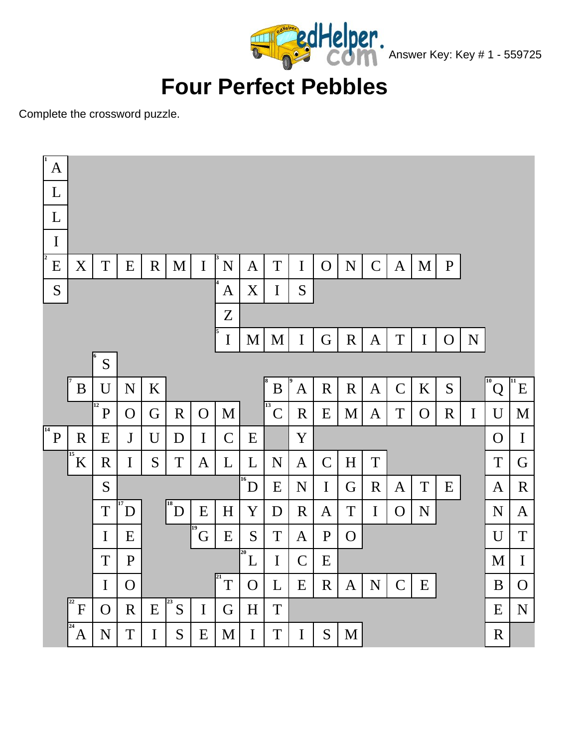Answer Key: Key # 1 - 559725

# Four Perfect Pebbles

Complete the crossword puzzle.

| | | | | | | | | | | | | | | | | | | | |
|---|---|---|---|---|---|---|---|---|---|---|---|---|---|---|---|---|---|---|---|
| 1 A | | | | | | | | | | | | | | | | | | | |
| L | | | | | | | | | | | | | | | | | | | |
| L | | | | | | | | | | | | | | | | | | | |
| I | | | | | | | | | | | | | | | | | | | |
| 2 E | X | T | E | R | M | I | 3 N | A | T | I | O | N | C | A | M | P | | | |
| S | | | | | | | 4 A | X | I | S | | | | | | | | | |
| | | | | | | | Z | | | | | | | | | | | | |
| | | | | | | | 5 I | M | M | I | G | R | A | T | I | O | N | | |
| | | 6 S | | | | | | | | | | | | | | | | | |
| | 7 B | U | N | K | | | | | 8 B | 9 A | R | R | A | C | K | S | | 10 Q | 11 E |
| | | 12 P | O | G | R | O | M | | 13 C | R | E | M | A | T | O | R | I | U | M |
| 14 P | R | E | J | U | D | I | C | E | | Y | | | | | | | | O | I |
| | 15 K | R | I | S | T | A | L | L | N | A | C | H | T | | | | | T | G |
| | | S | | | | | | 16 D | E | N | I | G | R | A | T | E | | A | R |
| | | T | 17 D | | 18 D | E | H | Y | D | R | A | T | I | O | N | | | N | A |
| | | I | E | | | 19 G | E | S | T | A | P | O | | | | | | U | T |
| | | T | P | | | | | 20 L | I | C | E | | | | | | | M | I |
| | | I | O | | | | 21 T | O | L | E | R | A | N | C | E | | | B | O |
| | 22 F | O | R | E | 23 S | I | G | H | T | | | | | | | | | E | N |
| | 24 A | N | T | I | S | E | M | I | T | I | S | M | | | | | | R | |